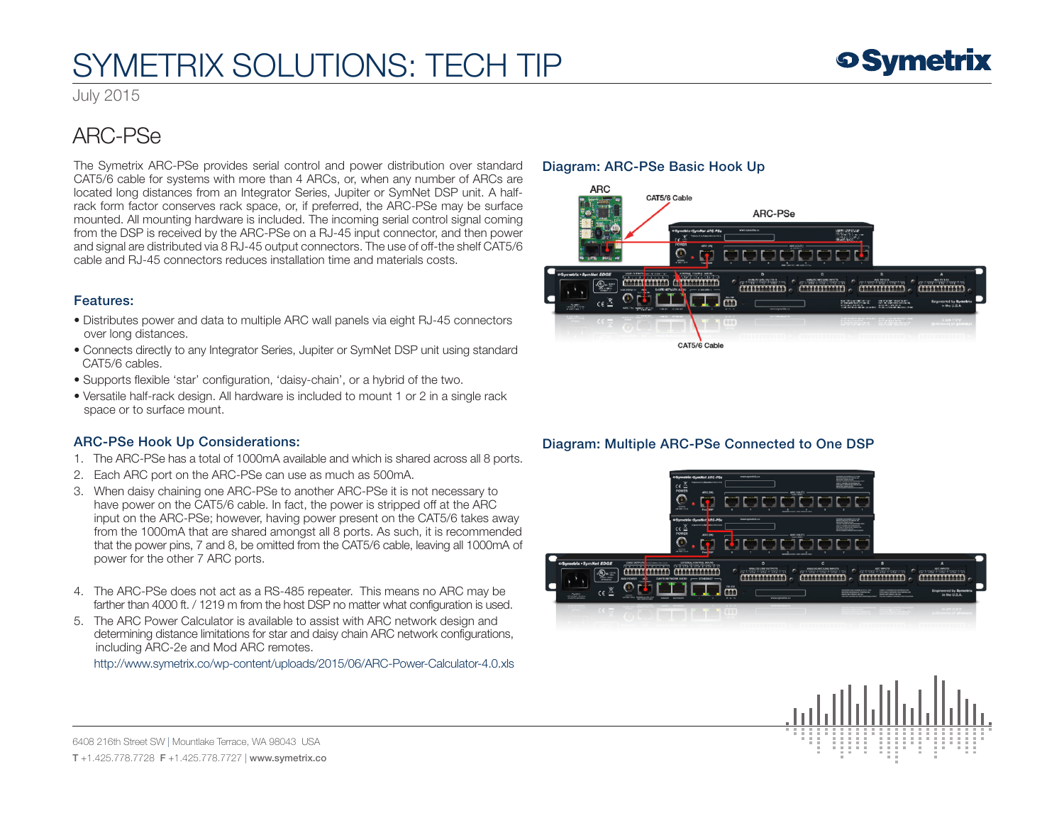# SYMETRIX SOLUTIONS: TECH TIP

July 2015

## ARC-PSe

The Symetrix ARC-PSe provides serial control and power distribution over standard CAT5/6 cable for systems with more than 4 ARCs, or, when any number of ARCs are located long distances from an Integrator Series, Jupiter or SymNet DSP unit. A half-rack form factor conserves rack space, or, if preferred, the ARC-PSe may be surface mounted. All mounting hardware is included. The incoming serial control signal coming from the DSP is received by the ARC-PSe on a RJ-45 input connector, and then power and signal are distributed via 8 RJ-45 output connectors. The use of off-the shelf CAT5/6 cable and RJ-45 connectors reduces installation time and materials costs.

### Features:

- Distributes power and data to multiple ARC wall panels via eight RJ-45 connectors over long distances.
- Connects directly to any Integrator Series, Jupiter or SymNet DSP unit using standard CAT5/6 cables.
- Supports flexible 'star' configuration, 'daisy-chain', or a hybrid of the two.
- Versatile half-rack design. All hardware is included to mount 1 or 2 in a single rack space or to surface mount.

### ARC-PSe Hook Up Considerations:

1. The ARC-PSe has a total of 1000mA available and which is shared across all 8 ports.
2. Each ARC port on the ARC-PSe can use as much as 500mA.
3. When daisy chaining one ARC-PSe to another ARC-PSe it is not necessary to have power on the CAT5/6 cable. In fact, the power is stripped off at the ARC input on the ARC-PSe; however, having power present on the CAT5/6 takes away from the 1000mA that are shared amongst all 8 ports. As such, it is recommended that the power pins, 7 and 8, be omitted from the CAT5/6 cable, leaving all 1000mA of power for the other 7 ARC ports.
4. The ARC-PSe does not act as a RS-485 repeater. This means no ARC may be farther than 4000 ft. / 1219 m from the host DSP no matter what configuration is used.
5. The ARC Power Calculator is available to assist with ARC network design and determining distance limitations for star and daisy chain ARC network configurations, including ARC-2e and Mod ARC remotes.

   http://www.symetrix.co/wp-content/uploads/2015/06/ARC-Power-Calculator-4.0.xls

### Diagram: ARC-PSe Basic Hook Up

ARC — CAT5/6 Cable — ARC-PSe — CAT5/6 Cable

### Diagram: Multiple ARC-PSe Connected to One DSP

6408 216th Street SW | Mountlake Terrace, WA 98043 USA

T +1.425.778.7728 F +1.425.778.7727 | www.symetrix.co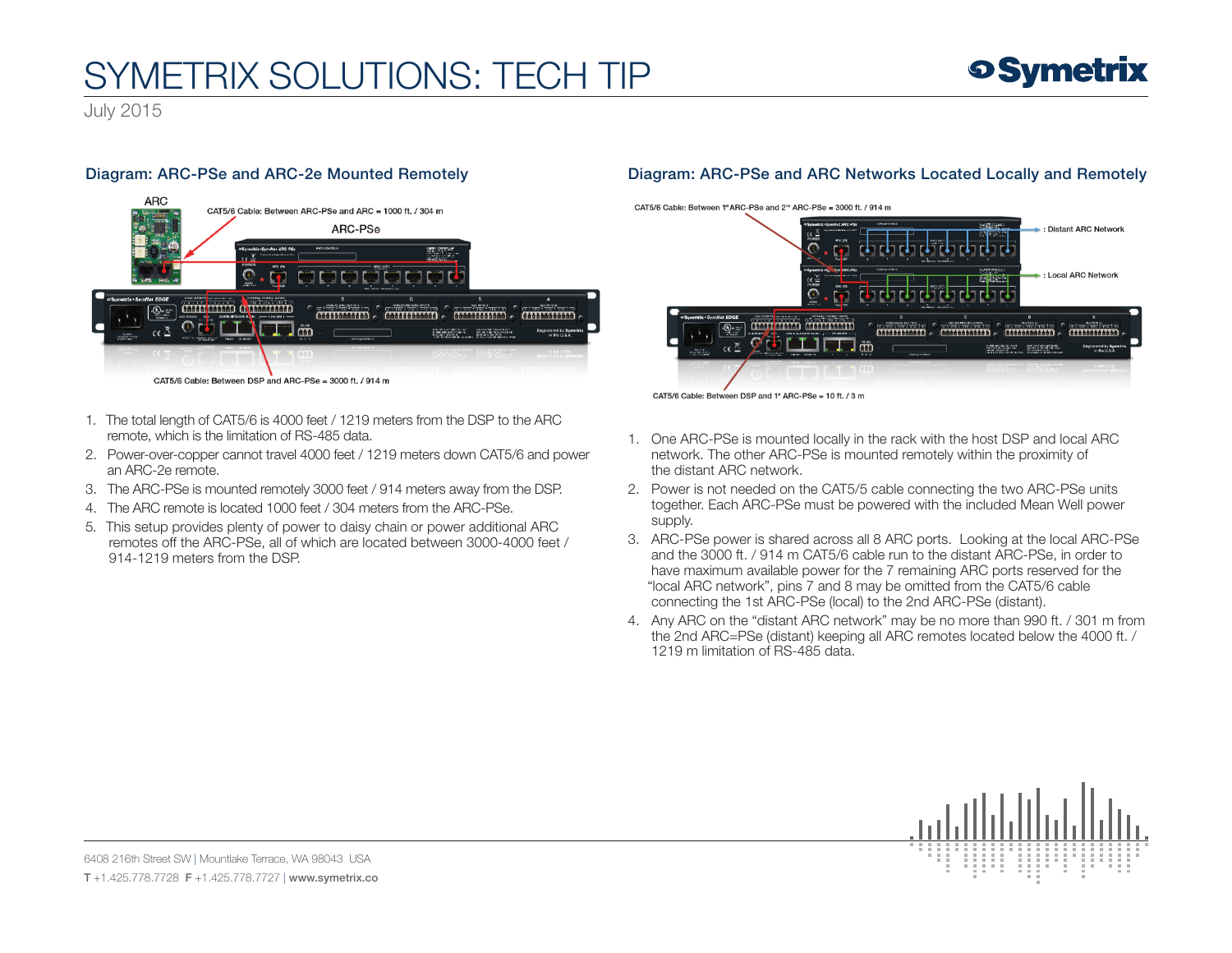# SYMETRIX SOLUTIONS: TECH TIP

July 2015

## Diagram: ARC-PSe and ARC-2e Mounted Remotely

ARC

CAT5/6 Cable: Between ARC-PSe and ARC = 1000 ft. / 304 m

ARC-PSe

CAT5/6 Cable: Between DSP and ARC-PSe = 3000 ft. / 914 m

1. The total length of CAT5/6 is 4000 feet / 1219 meters from the DSP to the ARC remote, which is the limitation of RS-485 data.
2. Power-over-copper cannot travel 4000 feet / 1219 meters down CAT5/6 and power an ARC-2e remote.
3. The ARC-PSe is mounted remotely 3000 feet / 914 meters away from the DSP.
4. The ARC remote is located 1000 feet / 304 meters from the ARC-PSe.
5. This setup provides plenty of power to daisy chain or power additional ARC remotes off the ARC-PSe, all of which are located between 3000-4000 feet / 914-1219 meters from the DSP.

## Diagram: ARC-PSe and ARC Networks Located Locally and Remotely

CAT5/6 Cable: Between 1st ARC-PSe and 2nd ARC-PSe = 3000 ft. / 914 m

: Distant ARC Network

: Local ARC Network

CAT5/6 Cable: Between DSP and 1st ARC-PSe = 10 ft. / 3 m

1. One ARC-PSe is mounted locally in the rack with the host DSP and local ARC network. The other ARC-PSe is mounted remotely within the proximity of the distant ARC network.
2. Power is not needed on the CAT5/5 cable connecting the two ARC-PSe units together. Each ARC-PSe must be powered with the included Mean Well power supply.
3. ARC-PSe power is shared across all 8 ARC ports. Looking at the local ARC-PSe and the 3000 ft. / 914 m CAT5/6 cable run to the distant ARC-PSe, in order to have maximum available power for the 7 remaining ARC ports reserved for the "local ARC network", pins 7 and 8 may be omitted from the CAT5/6 cable connecting the 1st ARC-PSe (local) to the 2nd ARC-PSe (distant).
4. Any ARC on the "distant ARC network" may be no more than 990 ft. / 301 m from the 2nd ARC=PSe (distant) keeping all ARC remotes located below the 4000 ft. / 1219 m limitation of RS-485 data.

6408 216th Street SW | Mountlake Terrace, WA 98043 USA

**T** +1.425.778.7728 **F** +1.425.778.7727 | **www.symetrix.co**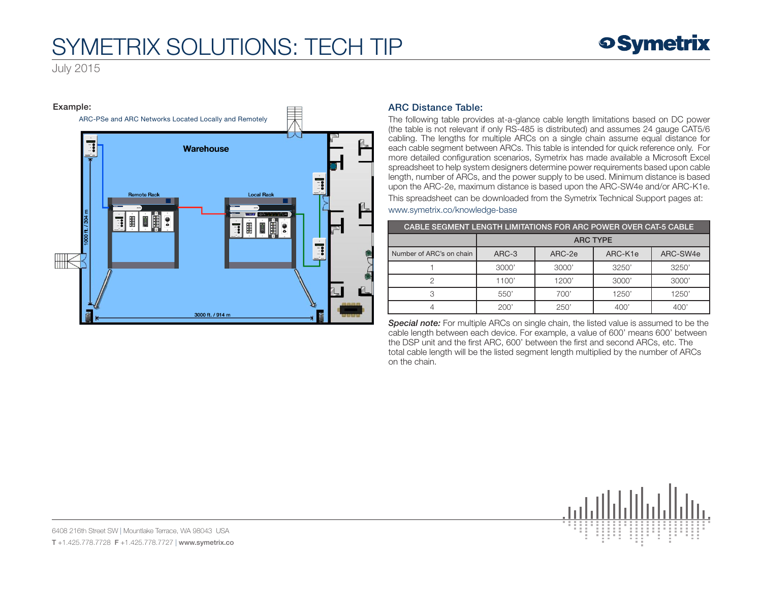**Example:**

ARC-PSe and ARC Networks Located Locally and Remotely

Warehouse

Remote Rack

Local Rack

1000 ft. / 304 m

3000 ft. / 914 m

## ARC Distance Table:

The following table provides at-a-glance cable length limitations based on DC power (the table is not relevant if only RS-485 is distributed) and assumes 24 gauge CAT5/6 cabling. The lengths for multiple ARCs on a single chain assume equal distance for each cable segment between ARCs. This table is intended for quick reference only. For more detailed configuration scenarios, Symetrix has made available a Microsoft Excel spreadsheet to help system designers determine power requirements based upon cable length, number of ARCs, and the power supply to be used. Minimum distance is based upon the ARC-2e, maximum distance is based upon the ARC-SW4e and/or ARC-K1e.

This spreadsheet can be downloaded from the Symetrix Technical Support pages at: www.symetrix.co/knowledge-base

| CABLE SEGMENT LENGTH LIMITATIONS FOR ARC POWER OVER CAT-5 CABLE | | | | |
|---|---|---|---|---|
| | ARC TYPE | | | |
| Number of ARC's on chain | ARC-3 | ARC-2e | ARC-K1e | ARC-SW4e |
| 1 | 3000' | 3000' | 3250' | 3250' |
| 2 | 1100' | 1200' | 3000' | 3000' |
| 3 | 550' | 700' | 1250' | 1250' |
| 4 | 200' | 250' | 400' | 400' |

***Special note:*** For multiple ARCs on single chain, the listed value is assumed to be the cable length between each device. For example, a value of 600' means 600' between the DSP unit and the first ARC, 600' between the first and second ARCs, etc. The total cable length will be the listed segment length multiplied by the number of ARCs on the chain.